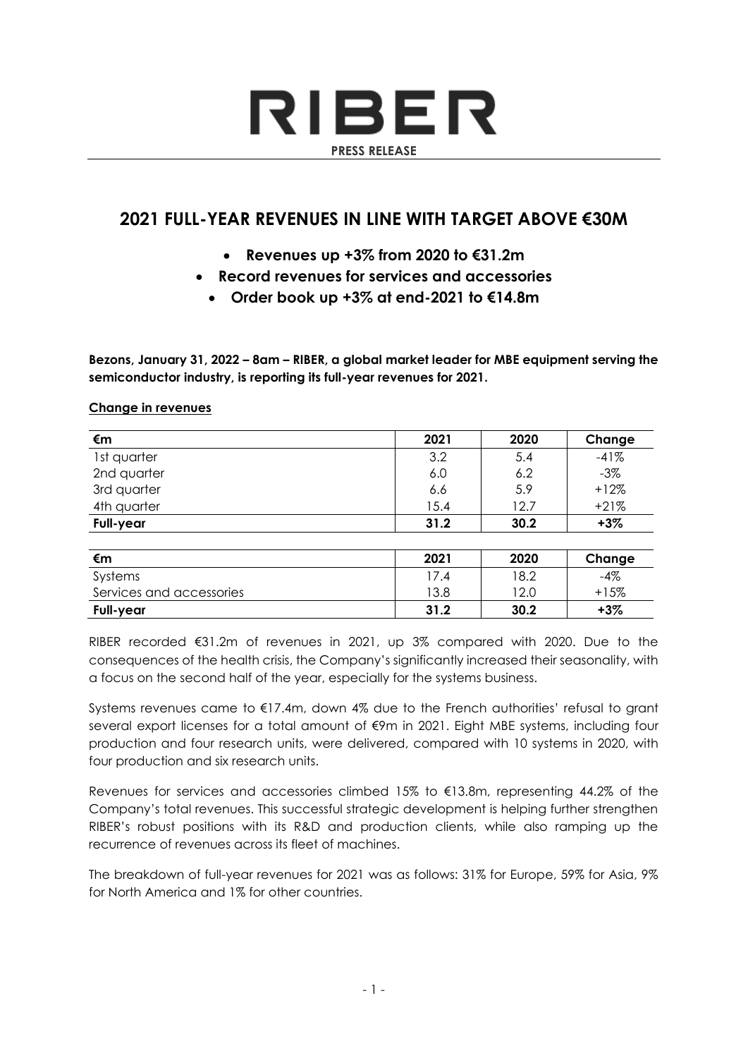# RIBER

**PRESS RELEASE**

## 2021 FULL-YEAR REVENUES IN LINE WITH TARGET ABOVE €30M

- **Revenues up +3% from 2020 to €31.2m**
- **Record revenues for services and accessories**
- **Order book up +3% at end-2021 to €14.8m**

**Bezons, January 31, 2022 – 8am – RIBER, a global market leader for MBE equipment serving the semiconductor industry, is reporting its full-year revenues for 2021.**

**Change in revenues**

| €m | 2021 | 2020 | Change |
|---|---|---|---|
| 1st quarter | 3.2 | 5.4 | -41% |
| 2nd quarter | 6.0 | 6.2 | -3% |
| 3rd quarter | 6.6 | 5.9 | +12% |
| 4th quarter | 15.4 | 12.7 | +21% |
| **Full-year** | **31.2** | **30.2** | **+3%** |

| €m | 2021 | 2020 | Change |
|---|---|---|---|
| Systems | 17.4 | 18.2 | -4% |
| Services and accessories | 13.8 | 12.0 | +15% |
| **Full-year** | **31.2** | **30.2** | **+3%** |

RIBER recorded €31.2m of revenues in 2021, up 3% compared with 2020. Due to the consequences of the health crisis, the Company's significantly increased their seasonality, with a focus on the second half of the year, especially for the systems business.

Systems revenues came to €17.4m, down 4% due to the French authorities' refusal to grant several export licenses for a total amount of €9m in 2021. Eight MBE systems, including four production and four research units, were delivered, compared with 10 systems in 2020, with four production and six research units.

Revenues for services and accessories climbed 15% to €13.8m, representing 44.2% of the Company's total revenues. This successful strategic development is helping further strengthen RIBER's robust positions with its R&D and production clients, while also ramping up the recurrence of revenues across its fleet of machines.

The breakdown of full-year revenues for 2021 was as follows: 31% for Europe, 59% for Asia, 9% for North America and 1% for other countries.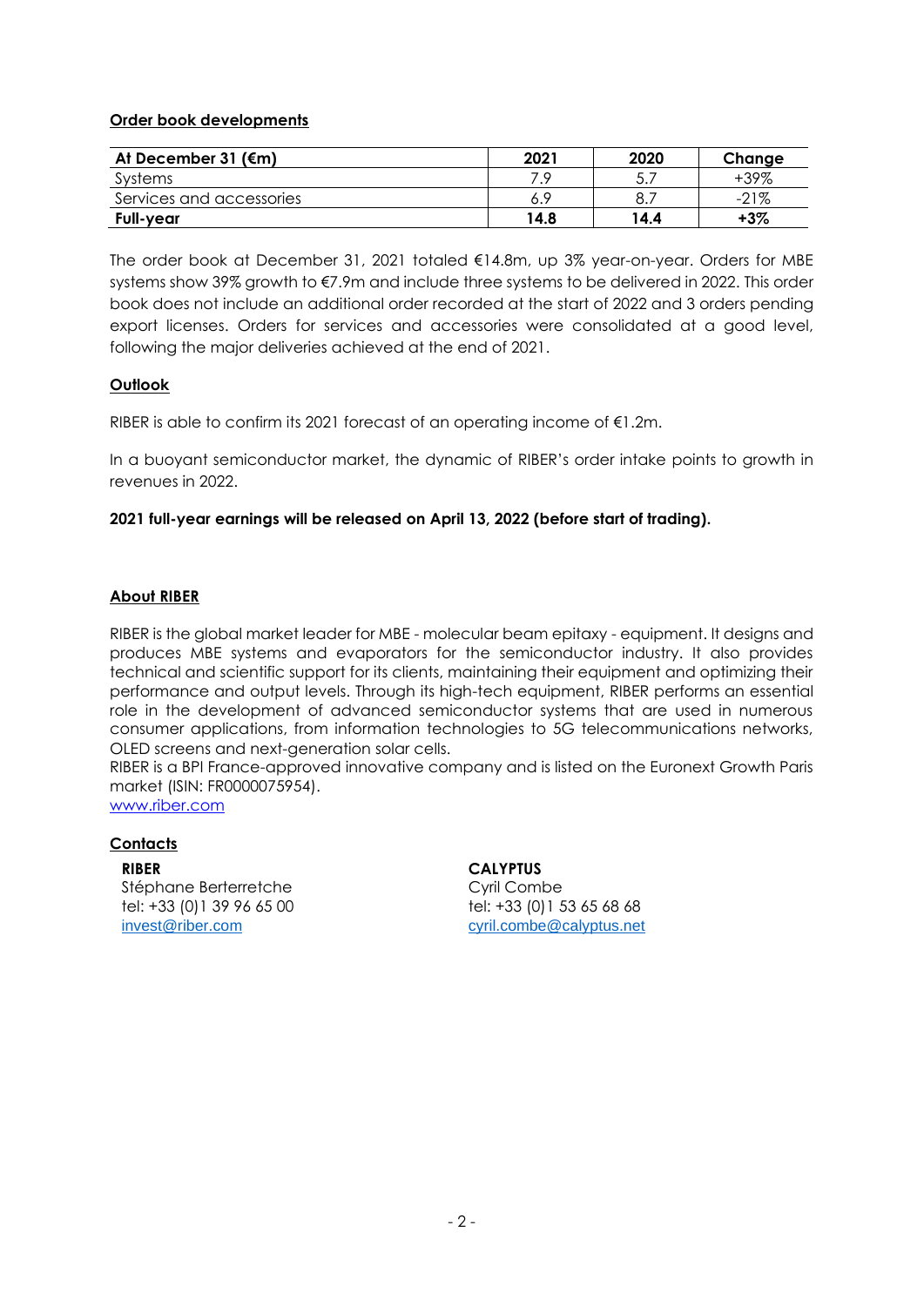**Order book developments**

| At December 31 (€m) | 2021 | 2020 | Change |
|---|---|---|---|
| Systems | 7.9 | 5.7 | +39% |
| Services and accessories | 6.9 | 8.7 | -21% |
| **Full-year** | **14.8** | **14.4** | **+3%** |

The order book at December 31, 2021 totaled €14.8m, up 3% year-on-year. Orders for MBE systems show 39% growth to €7.9m and include three systems to be delivered in 2022. This order book does not include an additional order recorded at the start of 2022 and 3 orders pending export licenses. Orders for services and accessories were consolidated at a good level, following the major deliveries achieved at the end of 2021.

**Outlook**

RIBER is able to confirm its 2021 forecast of an operating income of €1.2m.

In a buoyant semiconductor market, the dynamic of RIBER's order intake points to growth in revenues in 2022.

**2021 full-year earnings will be released on April 13, 2022 (before start of trading).**

**About RIBER**

RIBER is the global market leader for MBE - molecular beam epitaxy - equipment. It designs and produces MBE systems and evaporators for the semiconductor industry. It also provides technical and scientific support for its clients, maintaining their equipment and optimizing their performance and output levels. Through its high-tech equipment, RIBER performs an essential role in the development of advanced semiconductor systems that are used in numerous consumer applications, from information technologies to 5G telecommunications networks, OLED screens and next-generation solar cells.

RIBER is a BPI France-approved innovative company and is listed on the Euronext Growth Paris market (ISIN: FR0000075954).

www.riber.com

**Contacts**

**RIBER**
Stéphane Berterretche
tel: +33 (0)1 39 96 65 00
invest@riber.com

**CALYPTUS**
Cyril Combe
tel: +33 (0)1 53 65 68 68
cyril.combe@calyptus.net